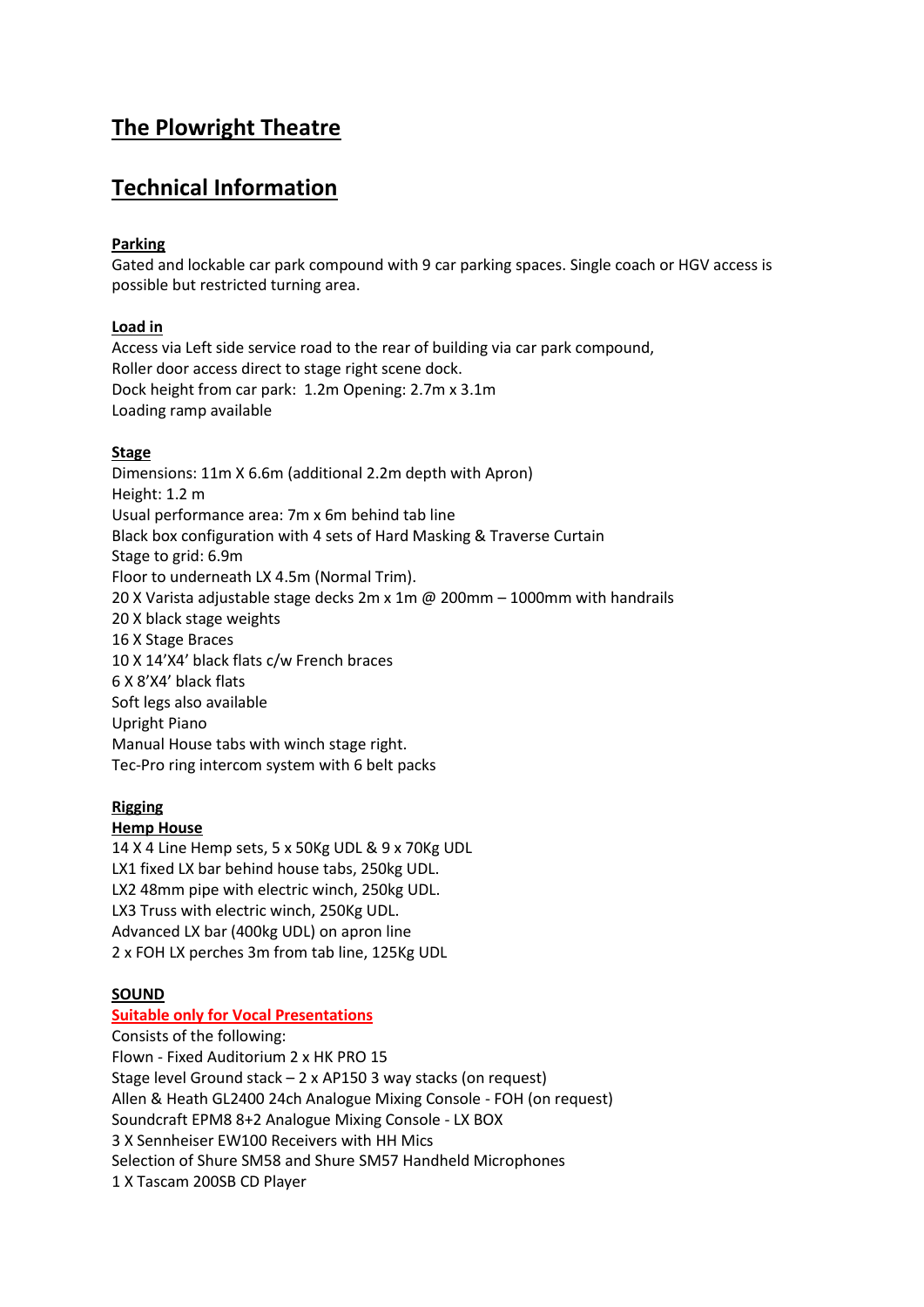# The Plowright Theatre

# Technical Information

### Parking

Gated and lockable car park compound with 9 car parking spaces. Single coach or HGV access is possible but restricted turning area.

### Load in

Access via Left side service road to the rear of building via car park compound,
Roller door access direct to stage right scene dock.
Dock height from car park:  1.2m Opening: 2.7m x 3.1m
Loading ramp available

### Stage

Dimensions: 11m X 6.6m (additional 2.2m depth with Apron)
Height: 1.2 m
Usual performance area: 7m x 6m behind tab line
Black box configuration with 4 sets of Hard Masking & Traverse Curtain
Stage to grid: 6.9m
Floor to underneath LX 4.5m (Normal Trim).
20 X Varista adjustable stage decks 2m x 1m @ 200mm – 1000mm with handrails
20 X black stage weights
16 X Stage Braces
10 X 14'X4' black flats c/w French braces
6 X 8'X4' black flats
Soft legs also available
Upright Piano
Manual House tabs with winch stage right.
Tec-Pro ring intercom system with 6 belt packs

### Rigging

### Hemp House

14 X 4 Line Hemp sets, 5 x 50Kg UDL & 9 x 70Kg UDL
LX1 fixed LX bar behind house tabs, 250kg UDL.
LX2 48mm pipe with electric winch, 250kg UDL.
LX3 Truss with electric winch, 250Kg UDL.
Advanced LX bar (400kg UDL) on apron line
2 x FOH LX perches 3m from tab line, 125Kg UDL

### SOUND

**Suitable only for Vocal Presentations**

Consists of the following:
Flown - Fixed Auditorium 2 x HK PRO 15
Stage level Ground stack – 2 x AP150 3 way stacks (on request)
Allen & Heath GL2400 24ch Analogue Mixing Console - FOH (on request)
Soundcraft EPM8 8+2 Analogue Mixing Console - LX BOX
3 X Sennheiser EW100 Receivers with HH Mics
Selection of Shure SM58 and Shure SM57 Handheld Microphones
1 X Tascam 200SB CD Player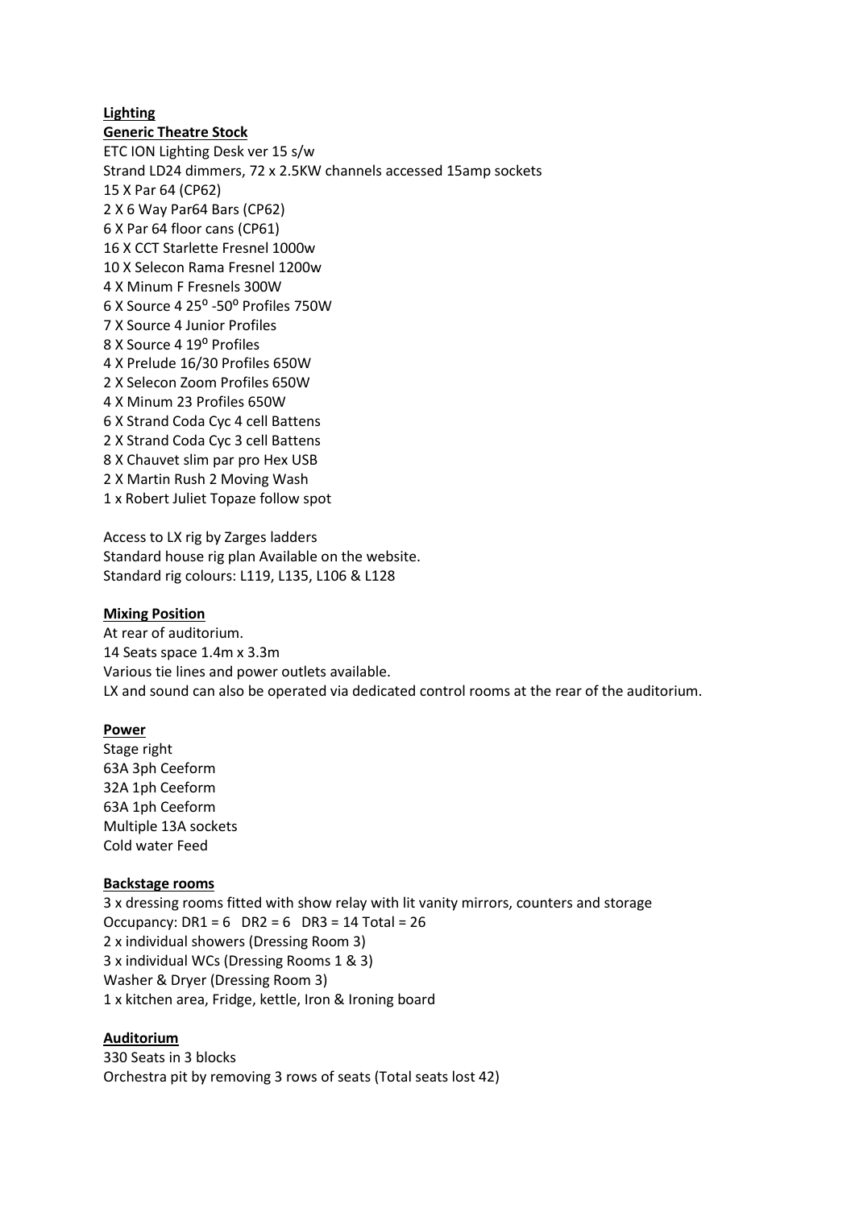**Lighting**

**Generic Theatre Stock**

ETC ION Lighting Desk ver 15 s/w
Strand LD24 dimmers, 72 x 2.5KW channels accessed 15amp sockets
15 X Par 64 (CP62)
2 X 6 Way Par64 Bars (CP62)
6 X Par 64 floor cans (CP61)
16 X CCT Starlette Fresnel 1000w
10 X Selecon Rama Fresnel 1200w
4 X Minum F Fresnels 300W
6 X Source 4 25º -50º Profiles 750W
7 X Source 4 Junior Profiles
8 X Source 4 19º Profiles
4 X Prelude 16/30 Profiles 650W
2 X Selecon Zoom Profiles 650W
4 X Minum 23 Profiles 650W
6 X Strand Coda Cyc 4 cell Battens
2 X Strand Coda Cyc 3 cell Battens
8 X Chauvet slim par pro Hex USB
2 X Martin Rush 2 Moving Wash
1 x Robert Juliet Topaze follow spot

Access to LX rig by Zarges ladders
Standard house rig plan Available on the website.
Standard rig colours: L119, L135, L106 & L128

**Mixing Position**

At rear of auditorium.
14 Seats space 1.4m x 3.3m
Various tie lines and power outlets available.
LX and sound can also be operated via dedicated control rooms at the rear of the auditorium.

**Power**

Stage right
63A 3ph Ceeform
32A 1ph Ceeform
63A 1ph Ceeform
Multiple 13A sockets
Cold water Feed

**Backstage rooms**

3 x dressing rooms fitted with show relay with lit vanity mirrors, counters and storage
Occupancy: DR1 = 6 DR2 = 6 DR3 = 14 Total = 26
2 x individual showers (Dressing Room 3)
3 x individual WCs (Dressing Rooms 1 & 3)
Washer & Dryer (Dressing Room 3)
1 x kitchen area, Fridge, kettle, Iron & Ironing board

**Auditorium**

330 Seats in 3 blocks
Orchestra pit by removing 3 rows of seats (Total seats lost 42)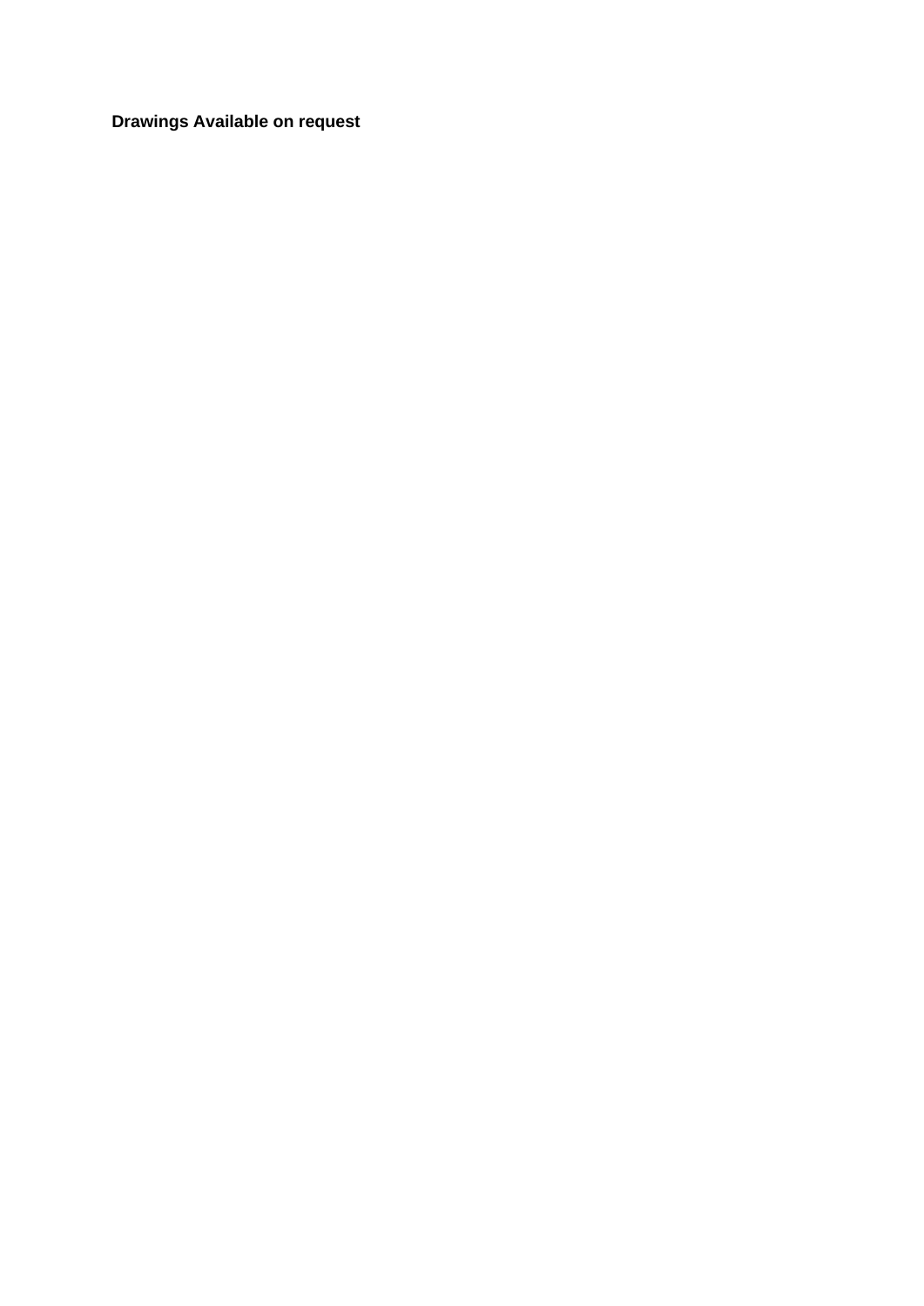**Drawings Available on request**